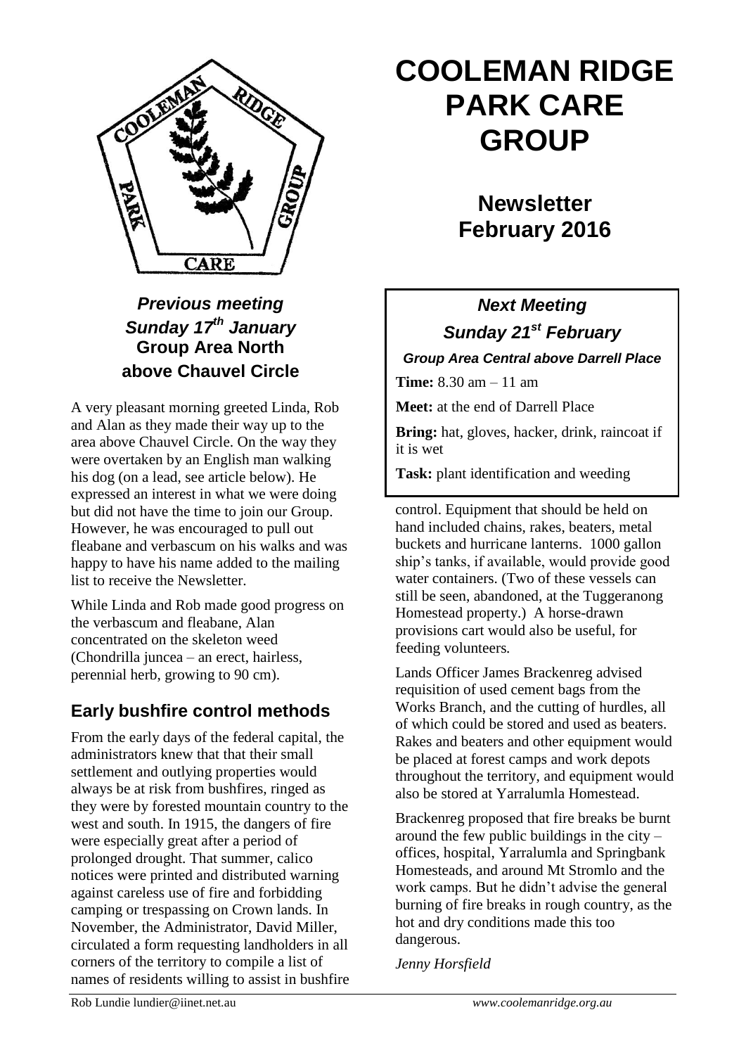# COOLEMAN RIDGE PARK CARE GROUP

## Newsletter February 2016

### *Previous meeting Sunday 17th January* Group Area North above Chauvel Circle

A very pleasant morning greeted Linda, Rob and Alan as they made their way up to the area above Chauvel Circle. On the way they were overtaken by an English man walking his dog (on a lead, see article below). He expressed an interest in what we were doing but did not have the time to join our Group. However, he was encouraged to pull out fleabane and verbascum on his walks and was happy to have his name added to the mailing list to receive the Newsletter.

While Linda and Rob made good progress on the verbascum and fleabane, Alan concentrated on the skeleton weed (Chondrilla juncea – an erect, hairless, perennial herb, growing to 90 cm).

### *Next Meeting Sunday 21st February*

***Group Area Central above Darrell Place***

**Time:** 8.30 am – 11 am

**Meet:** at the end of Darrell Place

**Bring:** hat, gloves, hacker, drink, raincoat if it is wet

**Task:** plant identification and weeding

## Early bushfire control methods

From the early days of the federal capital, the administrators knew that that their small settlement and outlying properties would always be at risk from bushfires, ringed as they were by forested mountain country to the west and south. In 1915, the dangers of fire were especially great after a period of prolonged drought. That summer, calico notices were printed and distributed warning against careless use of fire and forbidding camping or trespassing on Crown lands. In November, the Administrator, David Miller, circulated a form requesting landholders in all corners of the territory to compile a list of names of residents willing to assist in bushfire control. Equipment that should be held on hand included chains, rakes, beaters, metal buckets and hurricane lanterns. 1000 gallon ship's tanks, if available, would provide good water containers. (Two of these vessels can still be seen, abandoned, at the Tuggeranong Homestead property.) A horse-drawn provisions cart would also be useful, for feeding volunteers.

Lands Officer James Brackenreg advised requisition of used cement bags from the Works Branch, and the cutting of hurdles, all of which could be stored and used as beaters. Rakes and beaters and other equipment would be placed at forest camps and work depots throughout the territory, and equipment would also be stored at Yarralumla Homestead.

Brackenreg proposed that fire breaks be burnt around the few public buildings in the city – offices, hospital, Yarralumla and Springbank Homesteads, and around Mt Stromlo and the work camps. But he didn't advise the general burning of fire breaks in rough country, as the hot and dry conditions made this too dangerous.

*Jenny Horsfield*

Rob Lundie lundier@iinet.net.au *www.coolemanridge.org.au*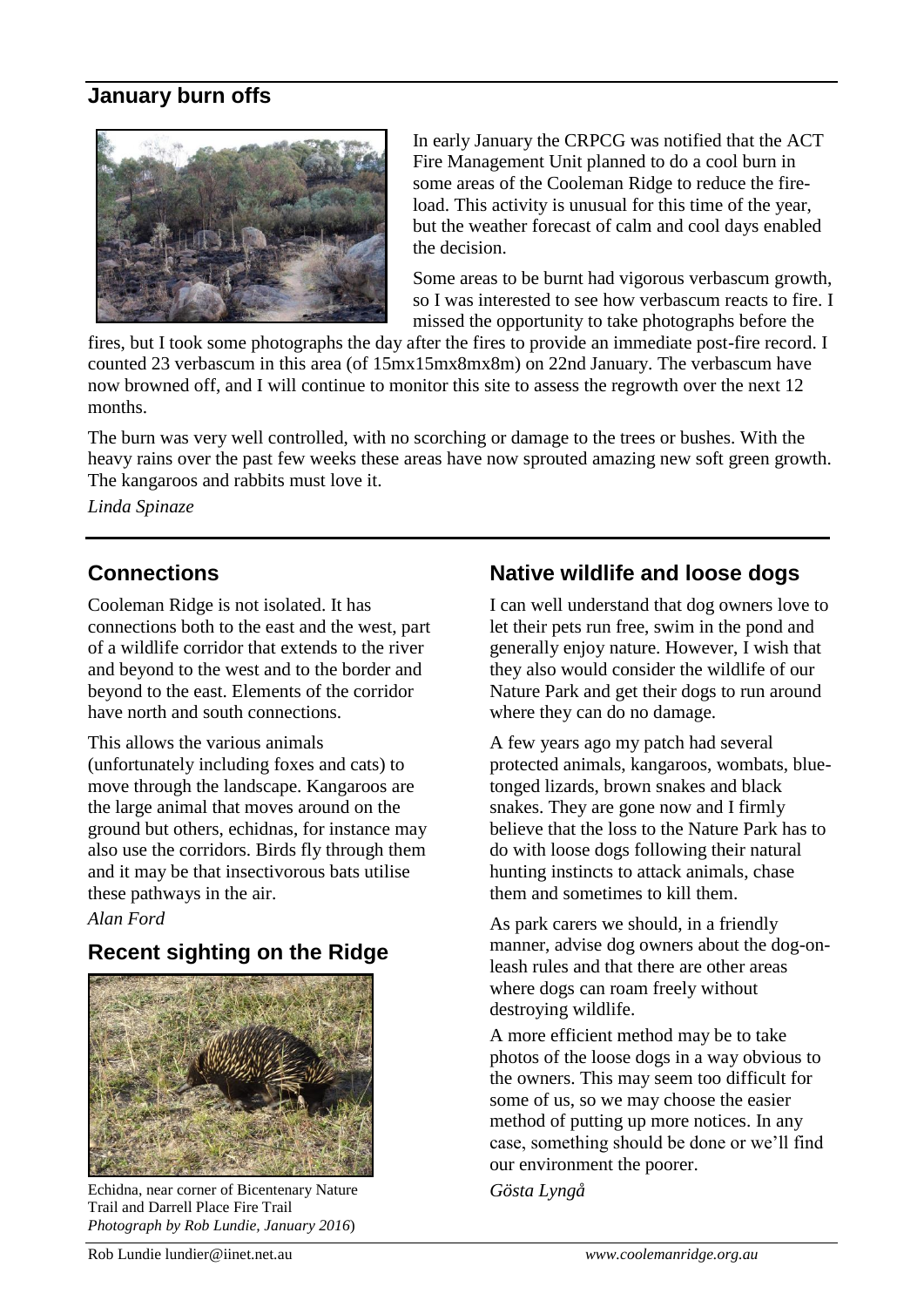## January burn offs

In early January the CRPCG was notified that the ACT Fire Management Unit planned to do a cool burn in some areas of the Cooleman Ridge to reduce the fire-load. This activity is unusual for this time of the year, but the weather forecast of calm and cool days enabled the decision.

Some areas to be burnt had vigorous verbascum growth, so I was interested to see how verbascum reacts to fire. I missed the opportunity to take photographs before the fires, but I took some photographs the day after the fires to provide an immediate post-fire record. I counted 23 verbascum in this area (of 15mx15mx8mx8m) on 22nd January. The verbascum have now browned off, and I will continue to monitor this site to assess the regrowth over the next 12 months.

The burn was very well controlled, with no scorching or damage to the trees or bushes. With the heavy rains over the past few weeks these areas have now sprouted amazing new soft green growth. The kangaroos and rabbits must love it.

*Linda Spinaze*

## Connections

Cooleman Ridge is not isolated. It has connections both to the east and the west, part of a wildlife corridor that extends to the river and beyond to the west and to the border and beyond to the east. Elements of the corridor have north and south connections.

This allows the various animals (unfortunately including foxes and cats) to move through the landscape. Kangaroos are the large animal that moves around on the ground but others, echidnas, for instance may also use the corridors. Birds fly through them and it may be that insectivorous bats utilise these pathways in the air.

*Alan Ford*

## Recent sighting on the Ridge

Echidna, near corner of Bicentenary Nature Trail and Darrell Place Fire Trail
*Photograph by Rob Lundie, January 2016*)

## Native wildlife and loose dogs

I can well understand that dog owners love to let their pets run free, swim in the pond and generally enjoy nature. However, I wish that they also would consider the wildlife of our Nature Park and get their dogs to run around where they can do no damage.

A few years ago my patch had several protected animals, kangaroos, wombats, blue-tonged lizards, brown snakes and black snakes. They are gone now and I firmly believe that the loss to the Nature Park has to do with loose dogs following their natural hunting instincts to attack animals, chase them and sometimes to kill them.

As park carers we should, in a friendly manner, advise dog owners about the dog-on-leash rules and that there are other areas where dogs can roam freely without destroying wildlife.

A more efficient method may be to take photos of the loose dogs in a way obvious to the owners. This may seem too difficult for some of us, so we may choose the easier method of putting up more notices. In any case, something should be done or we'll find our environment the poorer.

*Gösta Lyngå*